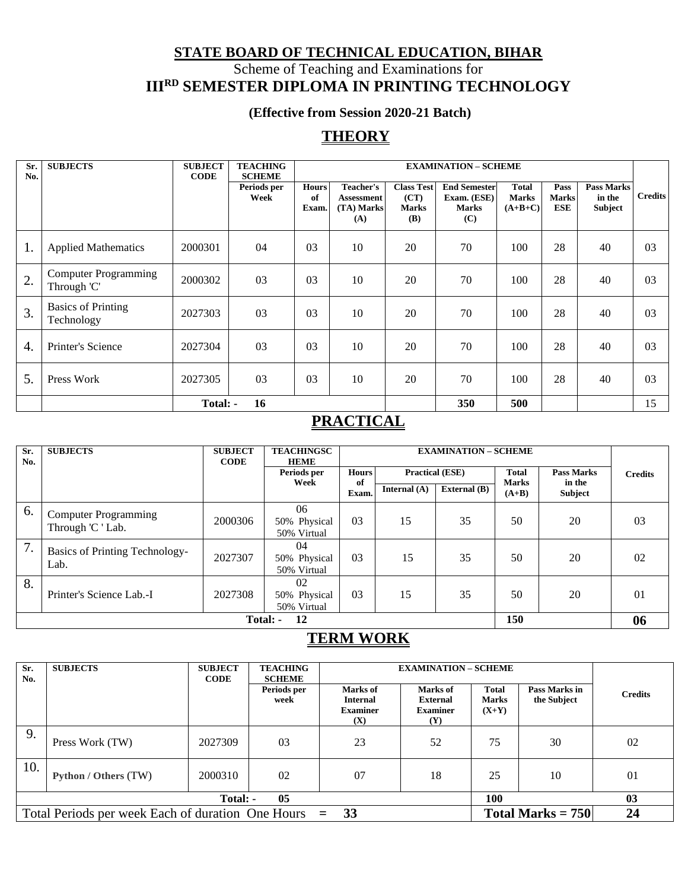# STATE BOARD OF TECHNICAL EDUCATION, BIHAR

Scheme of Teaching and Examinations for

## III[RD] SEMESTER DIPLOMA IN PRINTING TECHNOLOGY

**(Effective from Session 2020-21 Batch)**

## THEORY

| Sr. No. | SUBJECTS | SUBJECT CODE | TEACHING SCHEME | EXAMINATION – SCHEME | | | | | | | Credits |
|---|---|---|---|---|---|---|---|---|---|---|---|
| | | | Periods per Week | Hours of Exam. | Teacher's Assessment (TA) Marks (A) | Class Test (CT) Marks (B) | End Semester Exam. (ESE) Marks (C) | Total Marks (A+B+C) | Pass Marks ESE | Pass Marks in the Subject | |
| 1. | Applied Mathematics | 2000301 | 04 | 03 | 10 | 20 | 70 | 100 | 28 | 40 | 03 |
| 2. | Computer Programming Through 'C' | 2000302 | 03 | 03 | 10 | 20 | 70 | 100 | 28 | 40 | 03 |
| 3. | Basics of Printing Technology | 2027303 | 03 | 03 | 10 | 20 | 70 | 100 | 28 | 40 | 03 |
| 4. | Printer's Science | 2027304 | 03 | 03 | 10 | 20 | 70 | 100 | 28 | 40 | 03 |
| 5. | Press Work | 2027305 | 03 | 03 | 10 | 20 | 70 | 100 | 28 | 40 | 03 |
| | | Total: - | 16 | | | | 350 | 500 | | | 15 |

## PRACTICAL

| Sr. No. | SUBJECTS | SUBJECT CODE | TEACHINGSCHEME | EXAMINATION – SCHEME | | | | | Credits |
|---|---|---|---|---|---|---|---|---|---|
| | | | Periods per Week | Hours of Exam. | Practical (ESE) | | Total Marks (A+B) | Pass Marks in the Subject | |
| | | | | | Internal (A) | External (B) | | | |
| 6. | Computer Programming Through 'C ' Lab. | 2000306 | 06<br>50% Physical<br>50% Virtual | 03 | 15 | 35 | 50 | 20 | 03 |
| 7. | Basics of Printing Technology-Lab. | 2027307 | 04<br>50% Physical<br>50% Virtual | 03 | 15 | 35 | 50 | 20 | 02 |
| 8. | Printer's Science Lab.-I | 2027308 | 02<br>50% Physical<br>50% Virtual | 03 | 15 | 35 | 50 | 20 | 01 |
| | | Total: - | 12 | | | | 150 | | 06 |

## TERM WORK

| Sr. No. | SUBJECTS | SUBJECT CODE | TEACHING SCHEME | EXAMINATION – SCHEME | | | | Credits |
|---|---|---|---|---|---|---|---|---|
| | | | Periods per week | Marks of Internal Examiner (X) | Marks of External Examiner (Y) | Total Marks (X+Y) | Pass Marks in the Subject | |
| 9. | Press Work (TW) | 2027309 | 03 | 23 | 52 | 75 | 30 | 02 |
| 10. | **Python / Others** (TW) | 2000310 | 02 | 07 | 18 | 25 | 10 | 01 |
| | | Total: - | 05 | | | 100 | | 03 |
| Total Periods per week Each of duration One Hours = 33 | | | | | | **Total Marks = 750** | | **24** |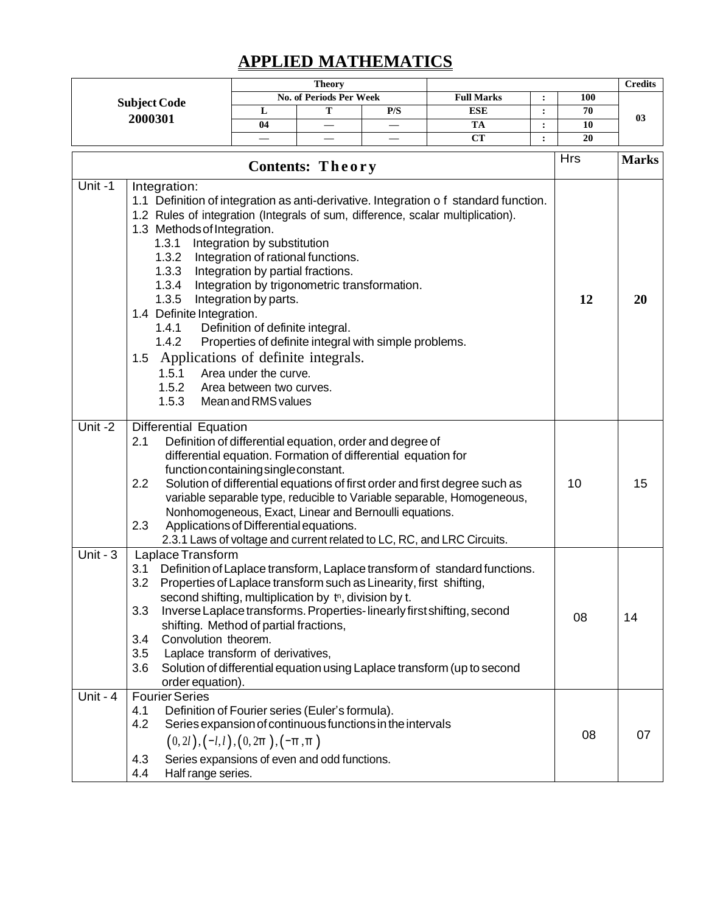# APPLIED MATHEMATICS

| Subject Code 2000301 | Theory | | | | | | Credits |
|---|---|---|---|---|---|---|---|
| | No. of Periods Per Week | | | Full Marks | : | 100 | 03 |
| | L | T | P/S | ESE | : | 70 | |
| | 04 | — | — | TA | : | 10 | |
| | — | — | — | CT | : | 20 | |

| | Contents: Theory | Hrs | Marks |
|---|---|---|---|
| Unit -1 | Integration:<br>1.1 Definition of integration as anti-derivative. Integration of standard function.<br>1.2 Rules of integration (Integrals of sum, difference, scalar multiplication).<br>1.3 Methods of Integration.<br>1.3.1 Integration by substitution<br>1.3.2 Integration of rational functions.<br>1.3.3 Integration by partial fractions.<br>1.3.4 Integration by trigonometric transformation.<br>1.3.5 Integration by parts.<br>1.4 Definite Integration.<br>1.4.1 Definition of definite integral.<br>1.4.2 Properties of definite integral with simple problems.<br>1.5 Applications of definite integrals.<br>1.5.1 Area under the curve.<br>1.5.2 Area between two curves.<br>1.5.3 Mean and RMS values | 12 | 20 |
| Unit -2 | Differential Equation<br>2.1 Definition of differential equation, order and degree of differential equation. Formation of differential equation for function containing single constant.<br>2.2 Solution of differential equations of first order and first degree such as variable separable type, reducible to Variable separable, Homogeneous, Nonhomogeneous, Exact, Linear and Bernoulli equations.<br>2.3 Applications of Differential equations.<br>2.3.1 Laws of voltage and current related to LC, RC, and LRC Circuits. | 10 | 15 |
| Unit - 3 | Laplace Transform<br>3.1 Definition of Laplace transform, Laplace transform of standard functions.<br>3.2 Properties of Laplace transform such as Linearity, first shifting, second shifting, multiplication by $t^n$, division by t.<br>3.3 Inverse Laplace transforms. Properties- linearly first shifting, second shifting. Method of partial fractions,<br>3.4 Convolution theorem.<br>3.5 Laplace transform of derivatives,<br>3.6 Solution of differential equation using Laplace transform (up to second order equation). | 08 | 14 |
| Unit - 4 | Fourier Series<br>4.1 Definition of Fourier series (Euler's formula).<br>4.2 Series expansion of continuous functions in the intervals $(0, 2l), (-l, l), (0, 2\pi), (-\pi, \pi)$<br>4.3 Series expansions of even and odd functions.<br>4.4 Half range series. | 08 | 07 |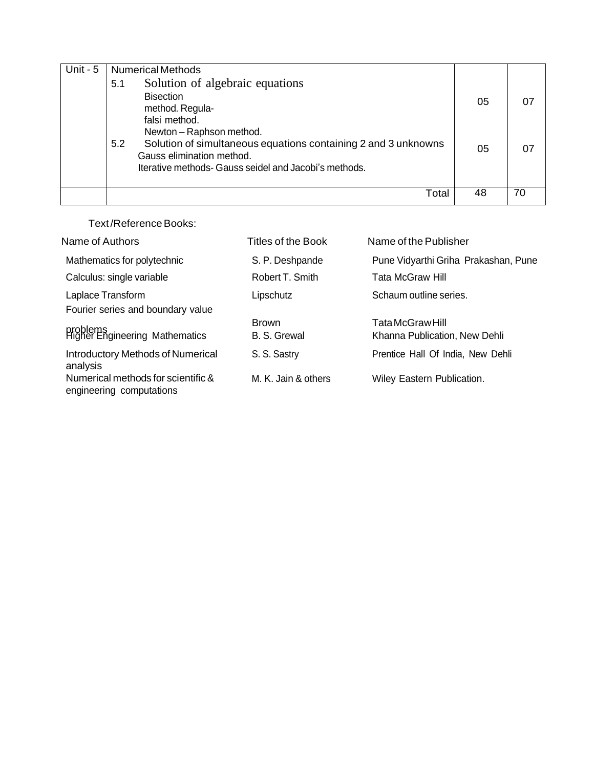| Unit - 5 | Numerical Methods<br>5.1 Solution of algebraic equations<br>Bisection method. Regula-falsi method.<br>Newton – Raphson method.<br>5.2 Solution of simultaneous equations containing 2 and 3 unknowns<br>Gauss elimination method.<br>Iterative methods- Gauss seidel and Jacobi's methods. | 05<br><br><br><br>05 | 07<br><br><br><br>07 |
|---|---|---|---|
| | Total | 48 | 70 |

Text/Reference Books:

| Name of Authors | Titles of the Book | Name of the Publisher |
|---|---|---|
| Mathematics for polytechnic | S. P. Deshpande | Pune Vidyarthi Griha Prakashan, Pune |
| Calculus: single variable | Robert T. Smith | Tata McGraw Hill |
| Laplace Transform | Lipschutz | Schaum outline series. |
| Fourier series and boundary value problems | Brown | Tata McGraw Hill |
| Higher Engineering Mathematics | B. S. Grewal | Khanna Publication, New Dehli |
| Introductory Methods of Numerical analysis | S. S. Sastry | Prentice Hall Of India, New Dehli |
| Numerical methods for scientific & engineering computations | M. K. Jain & others | Wiley Eastern Publication. |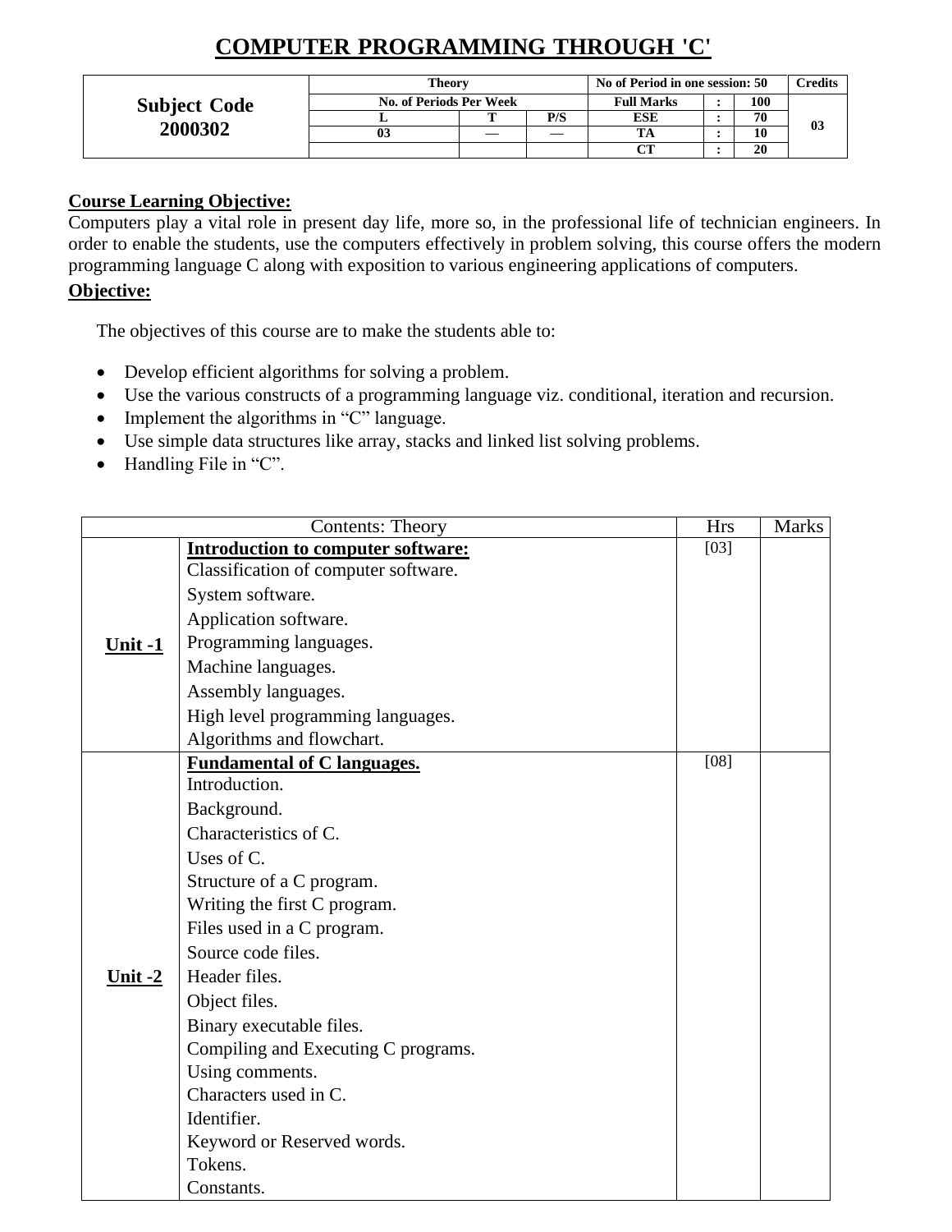# COMPUTER PROGRAMMING THROUGH 'C'

| Subject Code | Theory | | | No of Period in one session: 50 | | | Credits |
|---|---|---|---|---|---|---|---|
| **2000302** | No. of Periods Per Week | | | Full Marks | : | 100 | 03 |
| | L | T | P/S | ESE | : | 70 | |
| | 03 | — | — | TA | : | 10 | |
| | | | | CT | : | 20 | |

**Course Learning Objective:**

Computers play a vital role in present day life, more so, in the professional life of technician engineers. In order to enable the students, use the computers effectively in problem solving, this course offers the modern programming language C along with exposition to various engineering applications of computers.

**Objective:**

The objectives of this course are to make the students able to:

- Develop efficient algorithms for solving a problem.
- Use the various constructs of a programming language viz. conditional, iteration and recursion.
- Implement the algorithms in "C" language.
- Use simple data structures like array, stacks and linked list solving problems.
- Handling File in "C".

| Contents: Theory | | Hrs | Marks |
|---|---|---|---|
| **Unit -1** | **Introduction to computer software:**<br>Classification of computer software.<br>System software.<br>Application software.<br>Programming languages.<br>Machine languages.<br>Assembly languages.<br>High level programming languages.<br>Algorithms and flowchart. | [03] | |
| **Unit -2** | **Fundamental of C languages.**<br>Introduction.<br>Background.<br>Characteristics of C.<br>Uses of C.<br>Structure of a C program.<br>Writing the first C program.<br>Files used in a C program.<br>Source code files.<br>Header files.<br>Object files.<br>Binary executable files.<br>Compiling and Executing C programs.<br>Using comments.<br>Characters used in C.<br>Identifier.<br>Keyword or Reserved words.<br>Tokens.<br>Constants. | [08] | |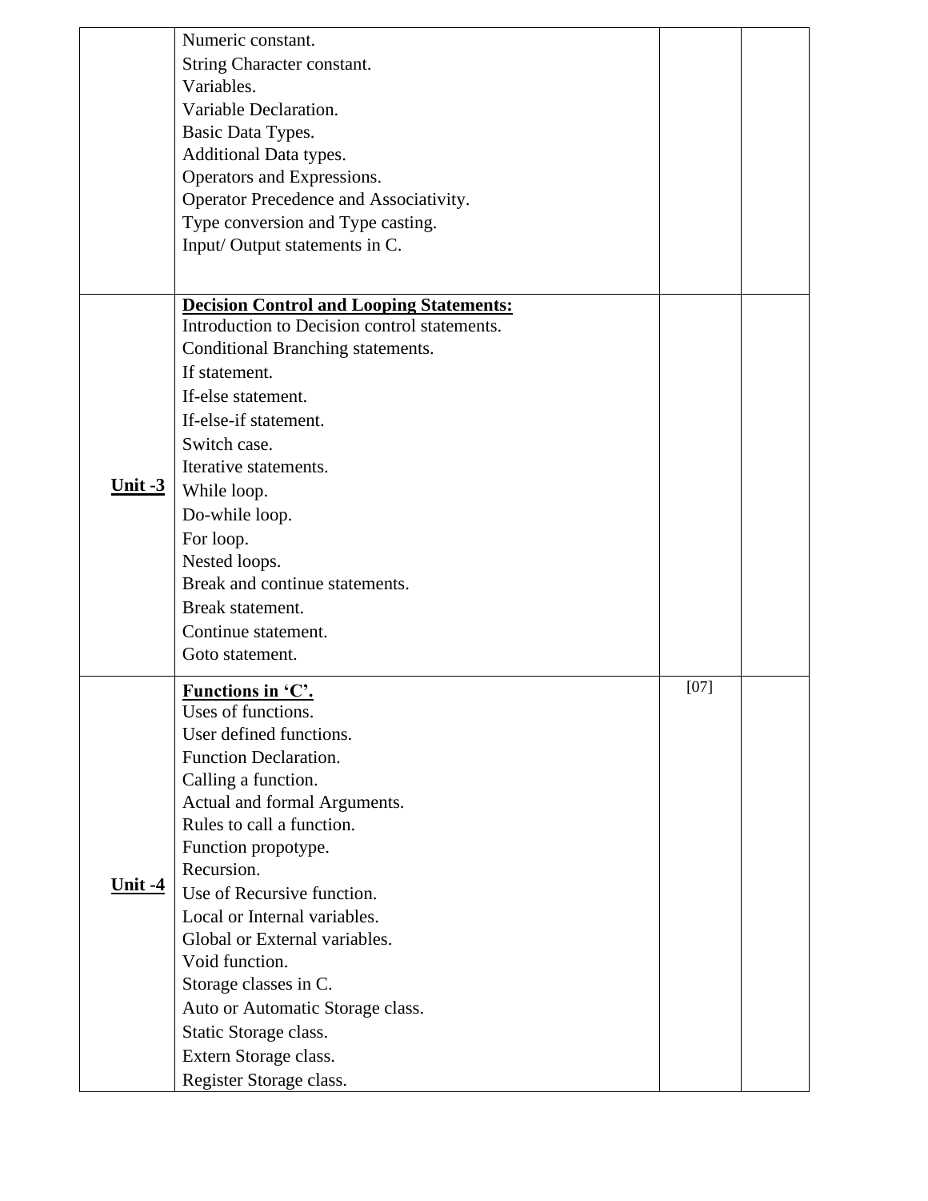| | | | |
|---|---|---|---|
| | Numeric constant.<br>String Character constant.<br>Variables.<br>Variable Declaration.<br>Basic Data Types.<br>Additional Data types.<br>Operators and Expressions.<br>Operator Precedence and Associativity.<br>Type conversion and Type casting.<br>Input/ Output statements in C. | | |
| **Unit -3** | **Decision Control and Looping Statements:**<br>Introduction to Decision control statements.<br>Conditional Branching statements.<br>If statement.<br>If-else statement.<br>If-else-if statement.<br>Switch case.<br>Iterative statements.<br>While loop.<br>Do-while loop.<br>For loop.<br>Nested loops.<br>Break and continue statements.<br>Break statement.<br>Continue statement.<br>Goto statement. | | |
| **Unit -4** | **Functions in 'C'.**<br>Uses of functions.<br>User defined functions.<br>Function Declaration.<br>Calling a function.<br>Actual and formal Arguments.<br>Rules to call a function.<br>Function propotype.<br>Recursion.<br>Use of Recursive function.<br>Local or Internal variables.<br>Global or External variables.<br>Void function.<br>Storage classes in C.<br>Auto or Automatic Storage class.<br>Static Storage class.<br>Extern Storage class.<br>Register Storage class. | [07] | |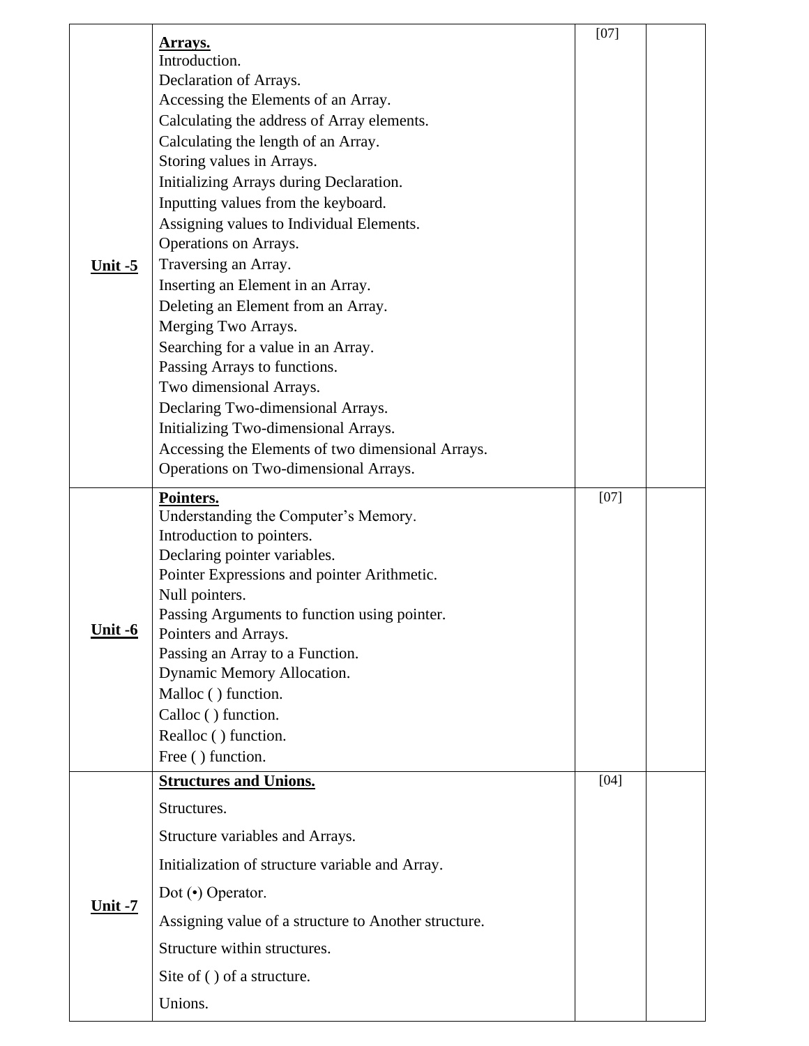| | | | |
|---|---|---|---|
| **Unit -5** | **Arrays.**<br>Introduction.<br>Declaration of Arrays.<br>Accessing the Elements of an Array.<br>Calculating the address of Array elements.<br>Calculating the length of an Array.<br>Storing values in Arrays.<br>Initializing Arrays during Declaration.<br>Inputting values from the keyboard.<br>Assigning values to Individual Elements.<br>Operations on Arrays.<br>Traversing an Array.<br>Inserting an Element in an Array.<br>Deleting an Element from an Array.<br>Merging Two Arrays.<br>Searching for a value in an Array.<br>Passing Arrays to functions.<br>Two dimensional Arrays.<br>Declaring Two-dimensional Arrays.<br>Initializing Two-dimensional Arrays.<br>Accessing the Elements of two dimensional Arrays.<br>Operations on Two-dimensional Arrays. | [07] | |
| **Unit -6** | **Pointers.**<br>Understanding the Computer's Memory.<br>Introduction to pointers.<br>Declaring pointer variables.<br>Pointer Expressions and pointer Arithmetic.<br>Null pointers.<br>Passing Arguments to function using pointer.<br>Pointers and Arrays.<br>Passing an Array to a Function.<br>Dynamic Memory Allocation.<br>Malloc ( ) function.<br>Calloc ( ) function.<br>Realloc ( ) function.<br>Free ( ) function. | [07] | |
| **Unit -7** | **Structures and Unions.**<br>Structures.<br>Structure variables and Arrays.<br>Initialization of structure variable and Array.<br>Dot (•) Operator.<br>Assigning value of a structure to Another structure.<br>Structure within structures.<br>Site of ( ) of a structure.<br>Unions. | [04] | |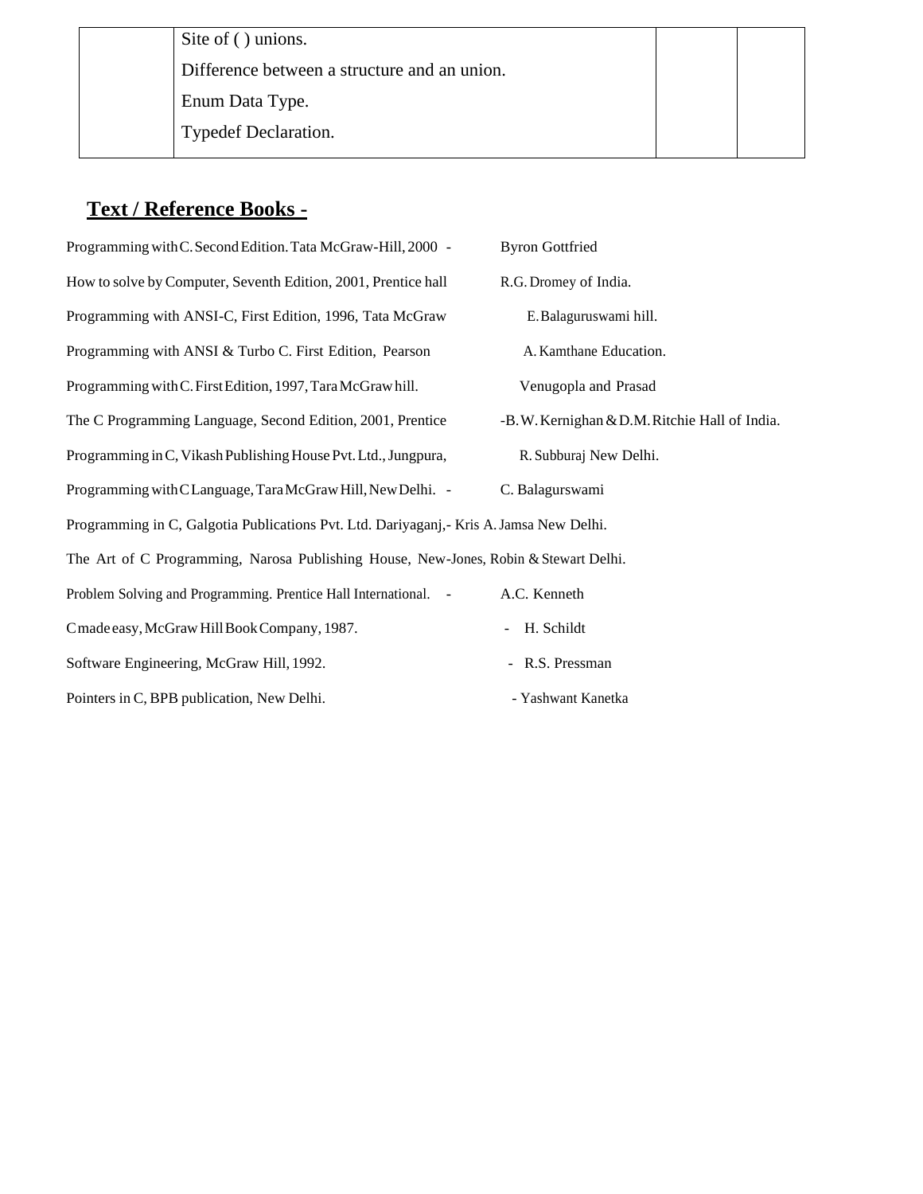| | Site of ( ) unions.<br>Difference between a structure and an union.<br>Enum Data Type.<br>Typedef Declaration. | | |
|---|---|---|---|

## Text / Reference Books -

Programming with C. Second Edition. Tata McGraw-Hill, 2000 - Byron Gottfried

How to solve by Computer, Seventh Edition, 2001, Prentice hall R.G. Dromey of India.

Programming with ANSI-C, First Edition, 1996, Tata McGraw E.Balaguruswami hill.

Programming with ANSI & Turbo C. First Edition, Pearson A. Kamthane Education.

Programming with C. First Edition, 1997, Tara McGraw hill. Venugopla and Prasad

The C Programming Language, Second Edition, 2001, Prentice -B. W. Kernighan & D.M. Ritchie Hall of India.

Programming in C, Vikash Publishing House Pvt. Ltd., Jungpura, R. Subburaj New Delhi.

Programming with C Language, Tara McGraw Hill, New Delhi. - C. Balagurswami

Programming in C, Galgotia Publications Pvt. Ltd. Dariyaganj,- Kris A. Jamsa New Delhi.

The Art of C Programming, Narosa Publishing House, New-Jones, Robin & Stewart Delhi.

Problem Solving and Programming. Prentice Hall International. - A.C. Kenneth

C made easy, McGraw Hill Book Company, 1987. - H. Schildt

Software Engineering, McGraw Hill, 1992. - R.S. Pressman

Pointers in C, BPB publication, New Delhi. - Yashwant Kanetka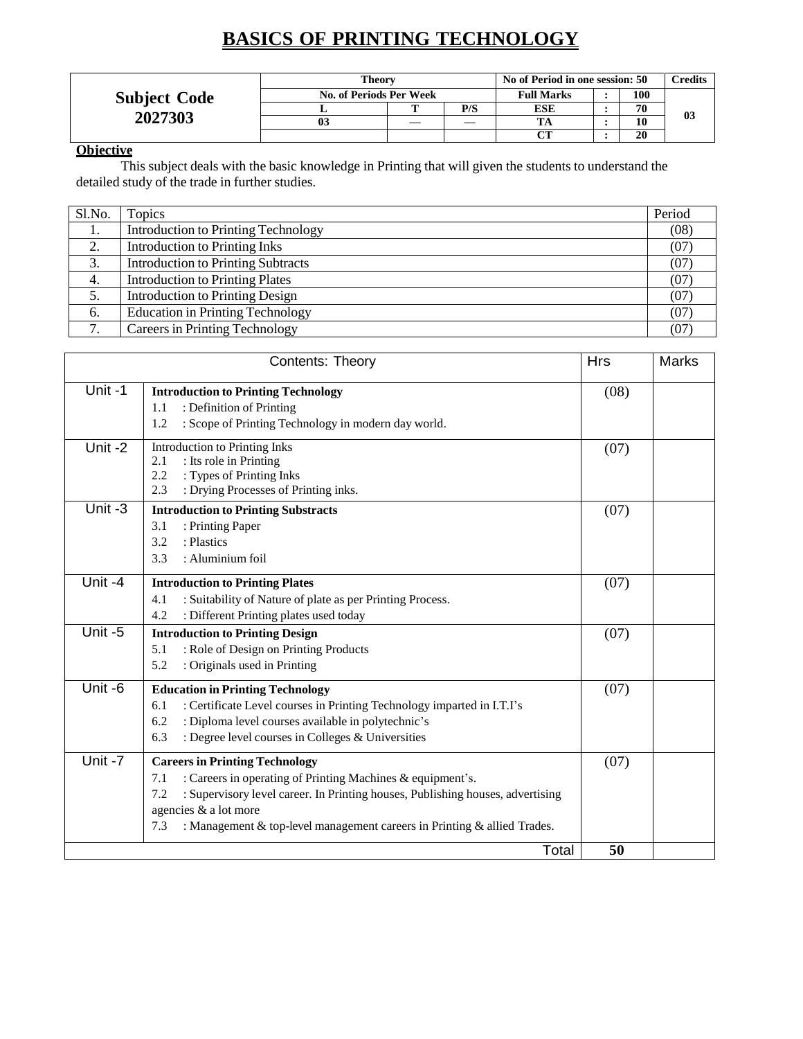# BASICS OF PRINTING TECHNOLOGY

| Subject Code 2027303 | Theory | | | No of Period in one session: 50 | | | Credits |
|---|---|---|---|---|---|---|---|
| | No. of Periods Per Week | | | Full Marks | : | 100 | 03 |
| | L | T | P/S | ESE | : | 70 | |
| | 03 | — | — | TA | : | 10 | |
| | | | | CT | : | 20 | |

**Objective**

This subject deals with the basic knowledge in Printing that will given the students to understand the detailed study of the trade in further studies.

| Sl.No. | Topics | Period |
|---|---|---|
| 1. | Introduction to Printing Technology | (08) |
| 2. | Introduction to Printing Inks | (07) |
| 3. | Introduction to Printing Subtracts | (07) |
| 4. | Introduction to Printing Plates | (07) |
| 5. | Introduction to Printing Design | (07) |
| 6. | Education in Printing Technology | (07) |
| 7. | Careers in Printing Technology | (07) |

| Contents: Theory | | Hrs | Marks |
|---|---|---|---|
| Unit -1 | **Introduction to Printing Technology**<br>1.1 : Definition of Printing<br>1.2 : Scope of Printing Technology in modern day world. | (08) | |
| Unit -2 | Introduction to Printing Inks<br>2.1 : Its role in Printing<br>2.2 : Types of Printing Inks<br>2.3 : Drying Processes of Printing inks. | (07) | |
| Unit -3 | **Introduction to Printing Substracts**<br>3.1 : Printing Paper<br>3.2 : Plastics<br>3.3 : Aluminium foil | (07) | |
| Unit -4 | **Introduction to Printing Plates**<br>4.1 : Suitability of Nature of plate as per Printing Process.<br>4.2 : Different Printing plates used today | (07) | |
| Unit -5 | **Introduction to Printing Design**<br>5.1 : Role of Design on Printing Products<br>5.2 : Originals used in Printing | (07) | |
| Unit -6 | **Education in Printing Technology**<br>6.1 : Certificate Level courses in Printing Technology imparted in I.T.I's<br>6.2 : Diploma level courses available in polytechnic's<br>6.3 : Degree level courses in Colleges & Universities | (07) | |
| Unit -7 | **Careers in Printing Technology**<br>7.1 : Careers in operating of Printing Machines & equipment's.<br>7.2 : Supervisory level career. In Printing houses, Publishing houses, advertising agencies & a lot more<br>7.3 : Management & top-level management careers in Printing & allied Trades. | (07) | |
| | Total | **50** | |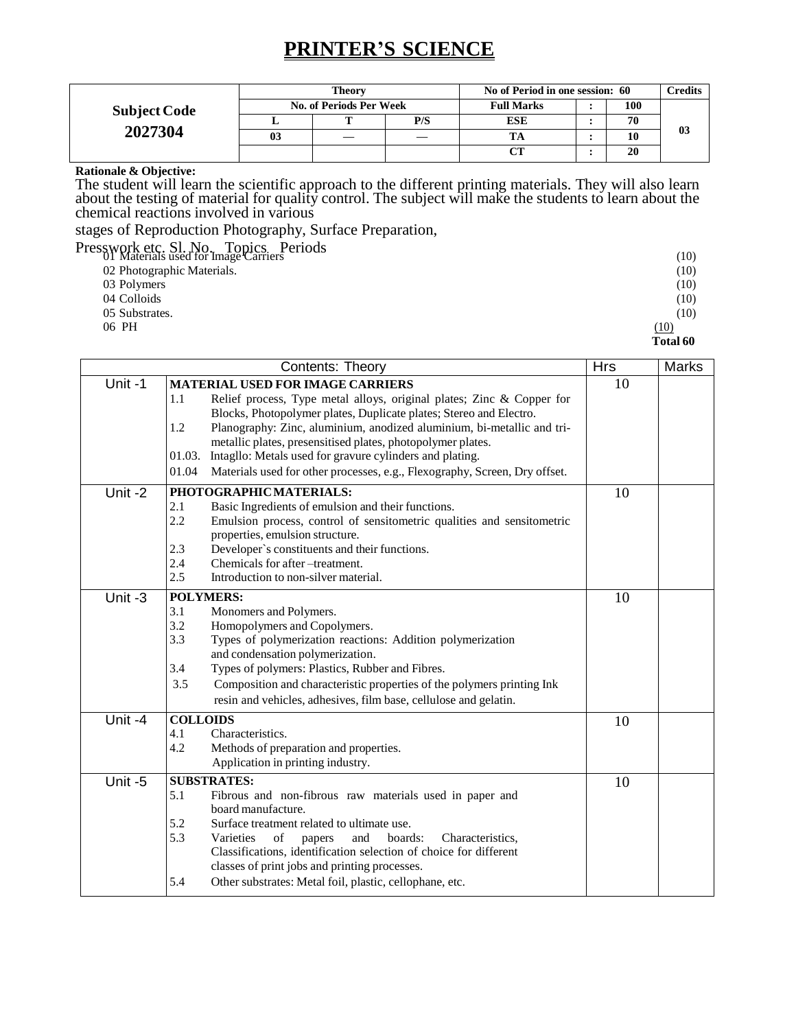# PRINTER'S SCIENCE

| Subject Code | Theory | | | No of Period in one session: 60 | | | Credits |
|---|---|---|---|---|---|---|---|
| | No. of Periods Per Week | | | Full Marks | : | 100 | |
| **2027304** | L | T | P/S | ESE | : | 70 | 03 |
| | 03 | — | — | TA | : | 10 | |
| | | | | CT | : | 20 | |

**Rationale & Objective:**

The student will learn the scientific approach to the different printing materials. They will also learn about the testing of material for quality control. The subject will make the students to learn about the chemical reactions involved in various stages of Reproduction Photography, Surface Preparation, Presswork etc.

| Sl. No. | Topics | Periods |
|---|---|---|
| 01 | Materials used for Image Carriers | (10) |
| 02 | Photographic Materials. | (10) |
| 03 | Polymers | (10) |
| 04 | Colloids | (10) |
| 05 | Substrates. | (10) |
| 06 | PH | (10) |
| | | **Total 60** |

| | Contents: Theory | Hrs | Marks |
|---|---|---|---|
| Unit -1 | **MATERIAL USED FOR IMAGE CARRIERS**<br>1.1 Relief process, Type metal alloys, original plates; Zinc & Copper for Blocks, Photopolymer plates, Duplicate plates; Stereo and Electro.<br>1.2 Planography: Zinc, aluminium, anodized aluminium, bi-metallic and tri-metallic plates, presensitised plates, photopolymer plates.<br>01.03. Intagllo: Metals used for gravure cylinders and plating.<br>01.04 Materials used for other processes, e.g., Flexography, Screen, Dry offset. | 10 | |
| Unit -2 | **PHOTOGRAPHIC MATERIALS:**<br>2.1 Basic Ingredients of emulsion and their functions.<br>2.2 Emulsion process, control of sensitometric qualities and sensitometric properties, emulsion structure.<br>2.3 Developer`s constituents and their functions.<br>2.4 Chemicals for after –treatment.<br>2.5 Introduction to non-silver material. | 10 | |
| Unit -3 | **POLYMERS:**<br>3.1 Monomers and Polymers.<br>3.2 Homopolymers and Copolymers.<br>3.3 Types of polymerization reactions: Addition polymerization and condensation polymerization.<br>3.4 Types of polymers: Plastics, Rubber and Fibres.<br>3.5 Composition and characteristic properties of the polymers printing Ink resin and vehicles, adhesives, film base, cellulose and gelatin. | 10 | |
| Unit -4 | **COLLOIDS**<br>4.1 Characteristics.<br>4.2 Methods of preparation and properties.<br>Application in printing industry. | 10 | |
| Unit -5 | **SUBSTRATES:**<br>5.1 Fibrous and non-fibrous raw materials used in paper and board manufacture.<br>5.2 Surface treatment related to ultimate use.<br>5.3 Varieties of papers and boards: Characteristics, Classifications, identification selection of choice for different classes of print jobs and printing processes.<br>5.4 Other substrates: Metal foil, plastic, cellophane, etc. | 10 | |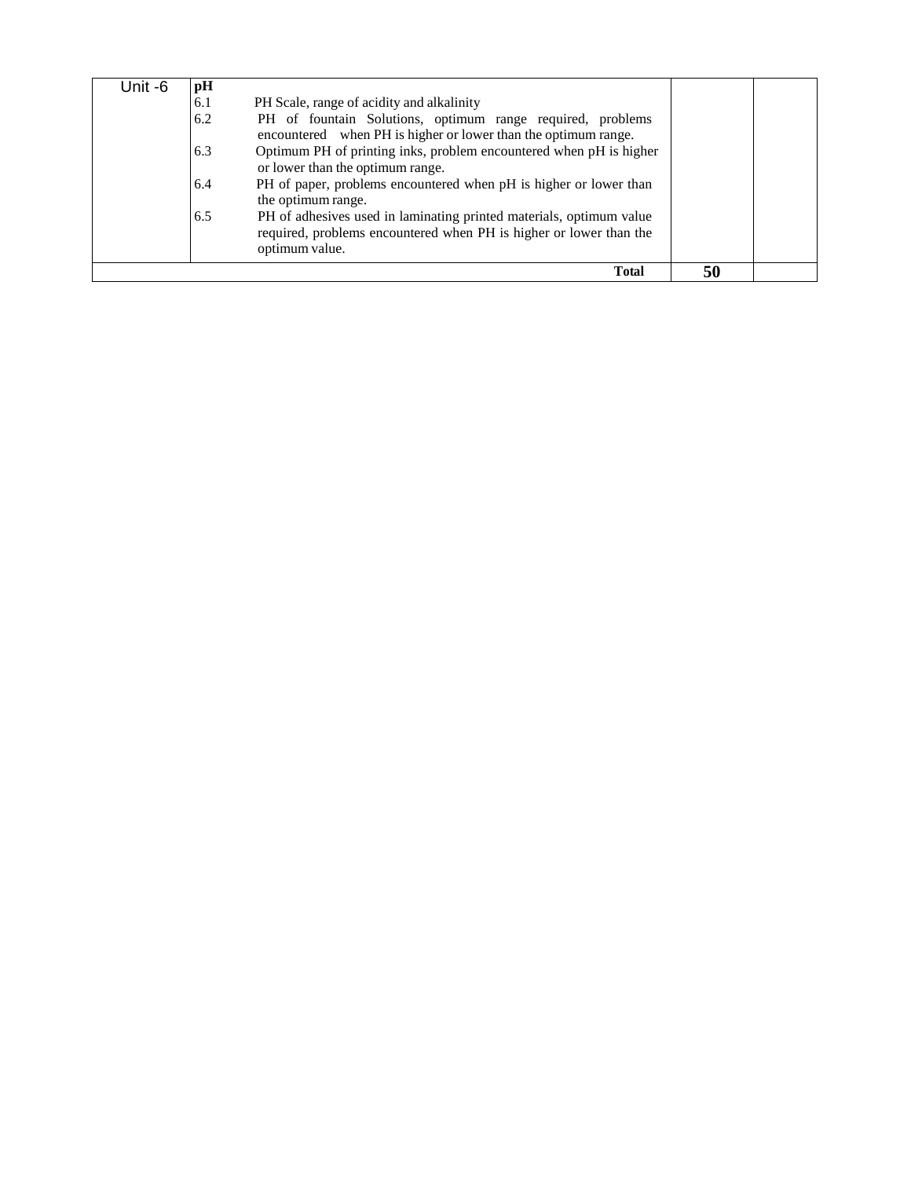| | | | |
|---|---|---|---|
| Unit -6 | **pH**<br>6.1 PH Scale, range of acidity and alkalinity<br>6.2 PH of fountain Solutions, optimum range required, problems encountered when PH is higher or lower than the optimum range.<br>6.3 Optimum PH of printing inks, problem encountered when pH is higher or lower than the optimum range.<br>6.4 PH of paper, problems encountered when pH is higher or lower than the optimum range.<br>6.5 PH of adhesives used in laminating printed materials, optimum value required, problems encountered when PH is higher or lower than the optimum value. | | |
| | **Total** | **50** | |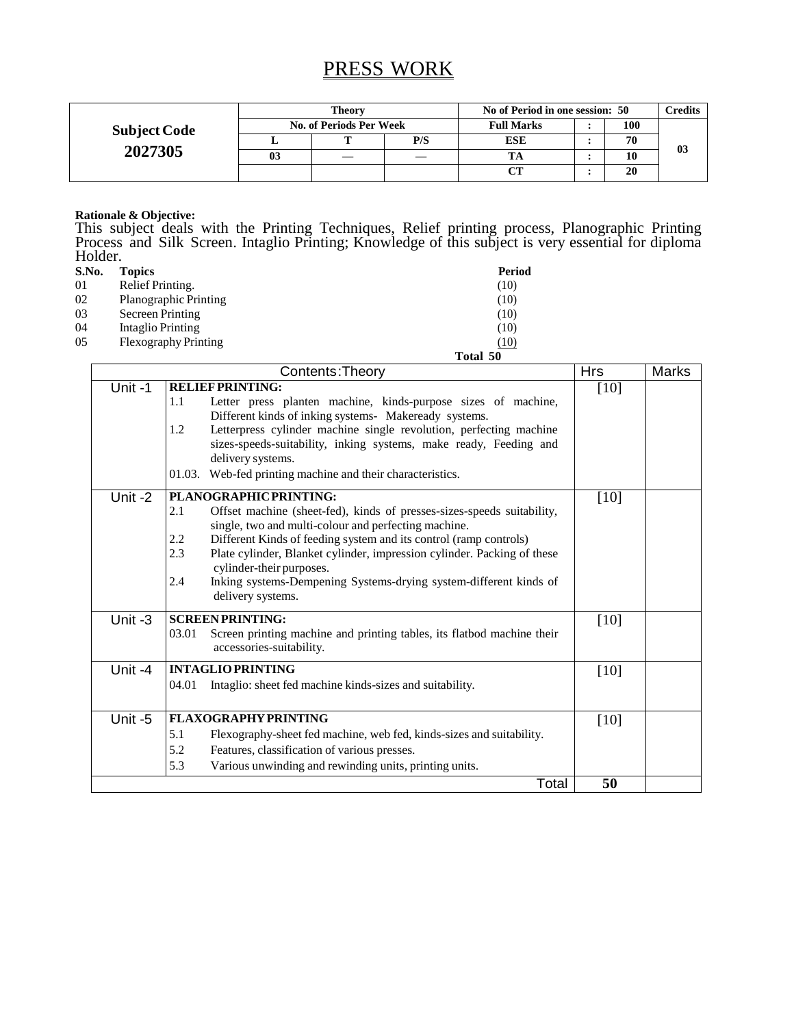# PRESS WORK

<table>
<tr><td rowspan="5"><b>Subject Code<br>2027305</b></td><td colspan="3"><b>Theory</b></td><td colspan="3"><b>No of Period in one session: 50</b></td><td><b>Credits</b></td></tr>
<tr><td colspan="3"><b>No. of Periods Per Week</b></td><td><b>Full Marks</b></td><td>:</td><td><b>100</b></td><td rowspan="4"><b>03</b></td></tr>
<tr><td><b>L</b></td><td><b>T</b></td><td><b>P/S</b></td><td><b>ESE</b></td><td>:</td><td><b>70</b></td></tr>
<tr><td><b>03</b></td><td>—</td><td>—</td><td><b>TA</b></td><td>:</td><td><b>10</b></td></tr>
<tr><td></td><td></td><td></td><td><b>CT</b></td><td>:</td><td><b>20</b></td></tr>
</table>

**Rationale & Objective:**

This subject deals with the Printing Techniques, Relief printing process, Planographic Printing Process and Silk Screen. Intaglio Printing; Knowledge of this subject is very essential for diploma Holder.

| S.No. | Topics | Period |
|---|---|---|
| 01 | Relief Printing. | (10) |
| 02 | Planographic Printing | (10) |
| 03 | Secreen Printing | (10) |
| 04 | Intaglio Printing | (10) |
| 05 | Flexography Printing | (10) |
| | | **Total 50** |

| Contents:Theory | | Hrs | Marks |
|---|---|---|---|
| Unit -1 | **RELIEF PRINTING:**<br>1.1 Letter press planten machine, kinds-purpose sizes of machine, Different kinds of inking systems- Makeready systems.<br>1.2 Letterpress cylinder machine single revolution, perfecting machine sizes-speeds-suitability, inking systems, make ready, Feeding and delivery systems.<br>01.03. Web-fed printing machine and their characteristics. | [10] | |
| Unit -2 | **PLANOGRAPHIC PRINTING:**<br>2.1 Offset machine (sheet-fed), kinds of presses-sizes-speeds suitability, single, two and multi-colour and perfecting machine.<br>2.2 Different Kinds of feeding system and its control (ramp controls)<br>2.3 Plate cylinder, Blanket cylinder, impression cylinder. Packing of these cylinder-their purposes.<br>2.4 Inking systems-Dempening Systems-drying system-different kinds of delivery systems. | [10] | |
| Unit -3 | **SCREEN PRINTING:**<br>03.01 Screen printing machine and printing tables, its flatbod machine their accessories-suitability. | [10] | |
| Unit -4 | **INTAGLIO PRINTING**<br>04.01 Intaglio: sheet fed machine kinds-sizes and suitability. | [10] | |
| Unit -5 | **FLAXOGRAPHY PRINTING**<br>5.1 Flexography-sheet fed machine, web fed, kinds-sizes and suitability.<br>5.2 Features, classification of various presses.<br>5.3 Various unwinding and rewinding units, printing units. | [10] | |
| | Total | **50** | |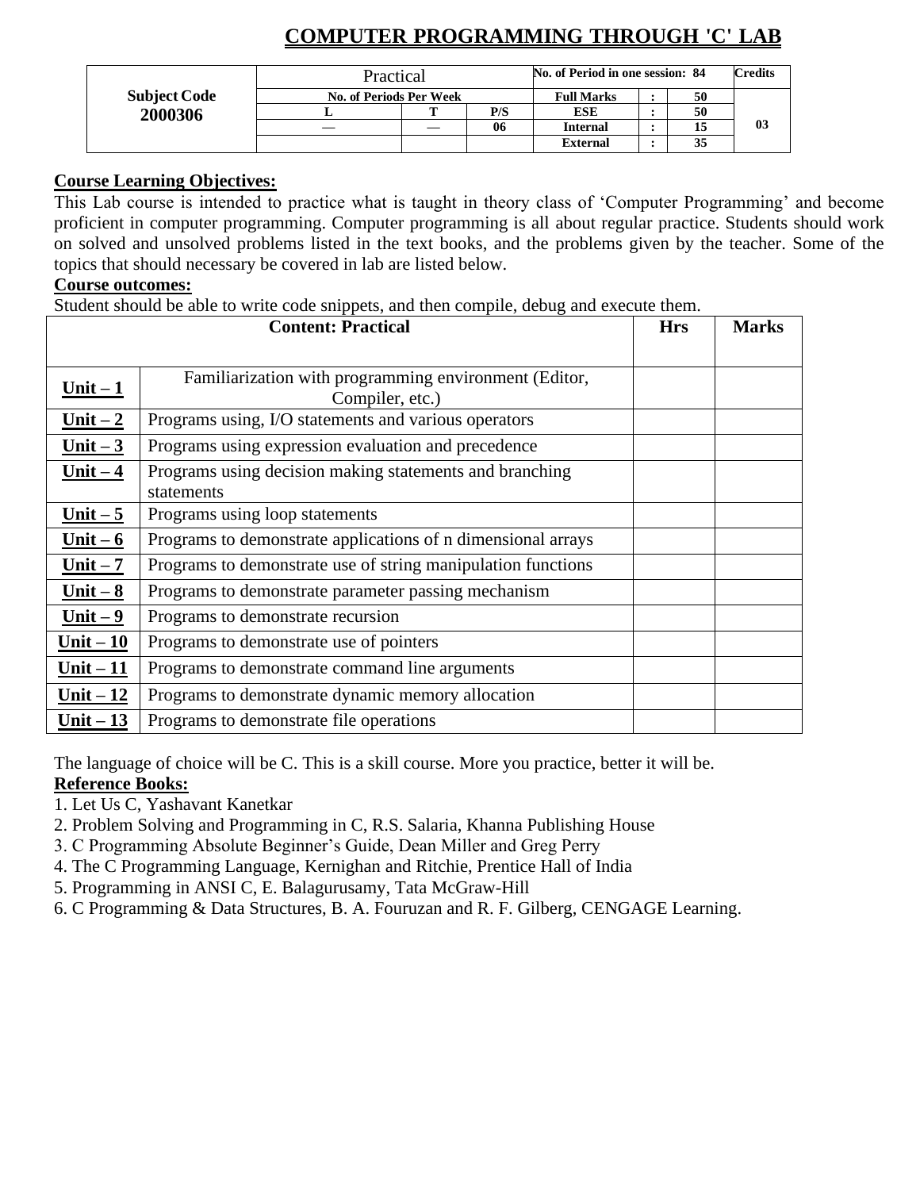# COMPUTER PROGRAMMING THROUGH 'C' LAB

| Subject Code | Practical | | | No. of Period in one session: 84 | | | Credits |
|---|---|---|---|---|---|---|---|
| 2000306 | No. of Periods Per Week | | | Full Marks | : | 50 | 03 |
| | L | T | P/S | ESE | : | 50 | |
| | — | — | 06 | Internal | : | 15 | |
| | | | | External | : | 35 | |

**Course Learning Objectives:**

This Lab course is intended to practice what is taught in theory class of 'Computer Programming' and become proficient in computer programming. Computer programming is all about regular practice. Students should work on solved and unsolved problems listed in the text books, and the problems given by the teacher. Some of the topics that should necessary be covered in lab are listed below.

**Course outcomes:**

Student should be able to write code snippets, and then compile, debug and execute them.

| Content: Practical | | Hrs | Marks |
|---|---|---|---|
| **Unit – 1** | Familiarization with programming environment (Editor, Compiler, etc.) | | |
| **Unit – 2** | Programs using, I/O statements and various operators | | |
| **Unit – 3** | Programs using expression evaluation and precedence | | |
| **Unit – 4** | Programs using decision making statements and branching statements | | |
| **Unit – 5** | Programs using loop statements | | |
| **Unit – 6** | Programs to demonstrate applications of n dimensional arrays | | |
| **Unit – 7** | Programs to demonstrate use of string manipulation functions | | |
| **Unit – 8** | Programs to demonstrate parameter passing mechanism | | |
| **Unit – 9** | Programs to demonstrate recursion | | |
| **Unit – 10** | Programs to demonstrate use of pointers | | |
| **Unit – 11** | Programs to demonstrate command line arguments | | |
| **Unit – 12** | Programs to demonstrate dynamic memory allocation | | |
| **Unit – 13** | Programs to demonstrate file operations | | |

The language of choice will be C. This is a skill course. More you practice, better it will be.

**Reference Books:**

1. Let Us C, Yashavant Kanetkar
2. Problem Solving and Programming in C, R.S. Salaria, Khanna Publishing House
3. C Programming Absolute Beginner's Guide, Dean Miller and Greg Perry
4. The C Programming Language, Kernighan and Ritchie, Prentice Hall of India
5. Programming in ANSI C, E. Balagurusamy, Tata McGraw-Hill
6. C Programming & Data Structures, B. A. Fouruzan and R. F. Gilberg, CENGAGE Learning.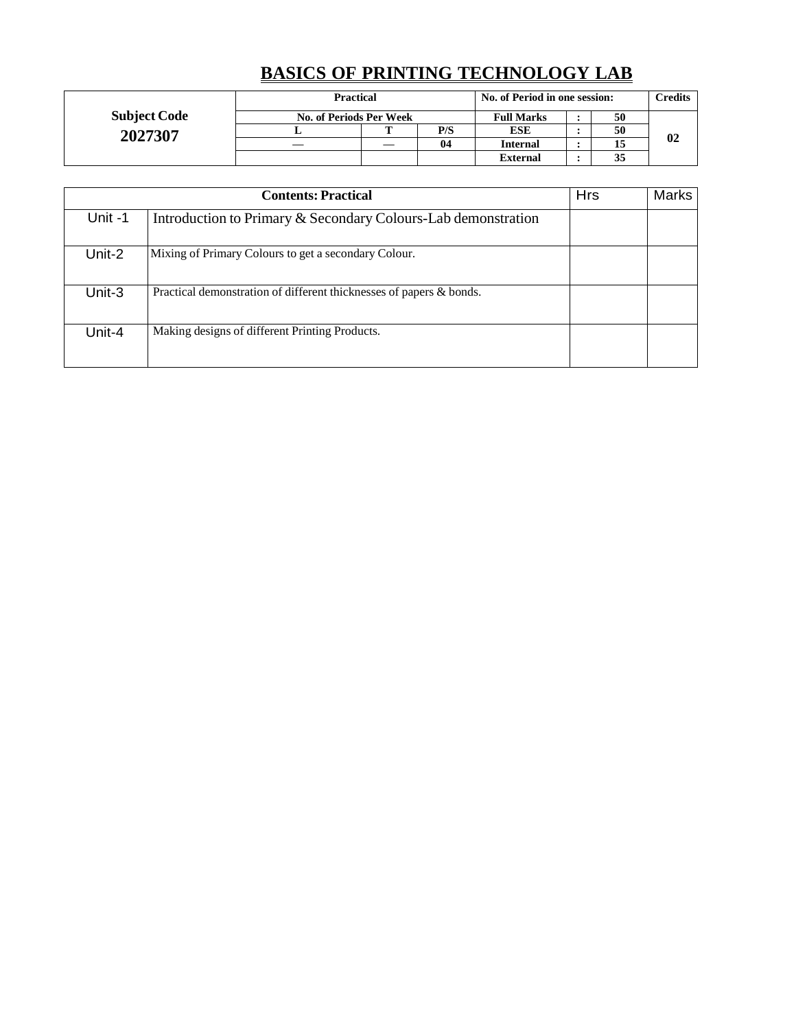# BASICS OF PRINTING TECHNOLOGY LAB

| Subject Code | Practical | | | No. of Period in one session: | | | Credits |
|---|---|---|---|---|---|---|---|
| **2027307** | No. of Periods Per Week | | | Full Marks | : | 50 | 02 |
| | L | T | P/S | ESE | : | 50 | |
| | — | — | 04 | Internal | : | 15 | |
| | | | | External | : | 35 | |

| Contents: Practical | | Hrs | Marks |
|---|---|---|---|
| Unit -1 | Introduction to Primary & Secondary Colours-Lab demonstration | | |
| Unit-2 | Mixing of Primary Colours to get a secondary Colour. | | |
| Unit-3 | Practical demonstration of different thicknesses of papers & bonds. | | |
| Unit-4 | Making designs of different Printing Products. | | |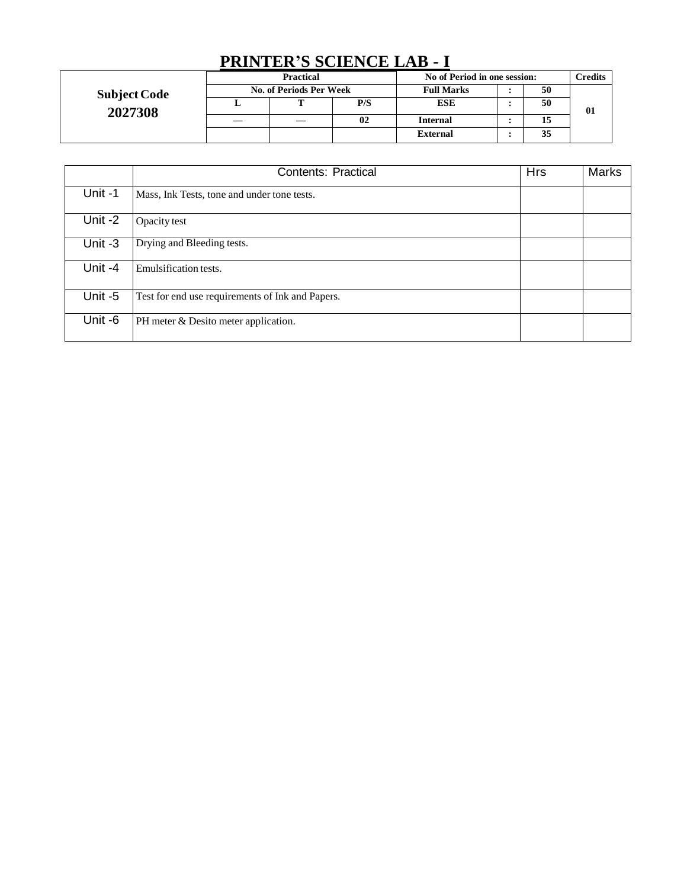# PRINTER'S SCIENCE LAB - I

| Subject Code 2027308 | Practical | | | No of Period in one session: | | | Credits |
|---|---|---|---|---|---|---|---|
| | No. of Periods Per Week | | | Full Marks | : | 50 | 01 |
| | L | T | P/S | ESE | : | 50 | |
| | — | — | 02 | Internal | : | 15 | |
| | | | | External | : | 35 | |

| | Contents: Practical | Hrs | Marks |
|---|---|---|---|
| Unit -1 | Mass, Ink Tests, tone and under tone tests. | | |
| Unit -2 | Opacity test | | |
| Unit -3 | Drying and Bleeding tests. | | |
| Unit -4 | Emulsification tests. | | |
| Unit -5 | Test for end use requirements of Ink and Papers. | | |
| Unit -6 | PH meter & Desito meter application. | | |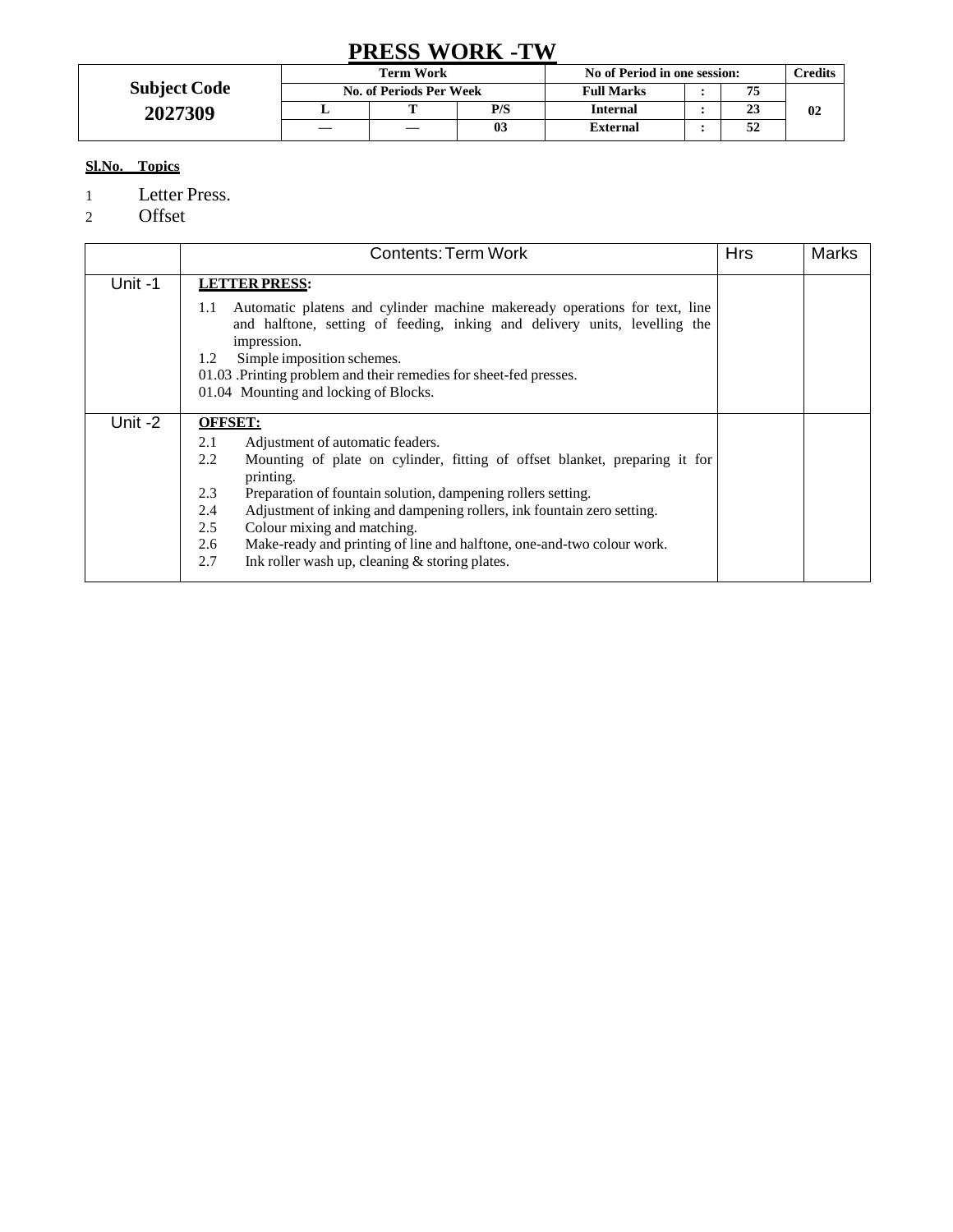# PRESS WORK -TW

| Subject Code 2027309 | Term Work | | | No of Period in one session: | | | Credits |
|---|---|---|---|---|---|---|---|
| | No. of Periods Per Week | | | Full Marks | : | 75 | 02 |
| | L | T | P/S | Internal | : | 23 | |
| | — | — | 03 | External | : | 52 | |

**Sl.No. Topics**

1. Letter Press.
2. Offset

| | Contents: Term Work | Hrs | Marks |
|---|---|---|---|
| Unit -1 | **LETTER PRESS:**<br>1.1 Automatic platens and cylinder machine makeready operations for text, line and halftone, setting of feeding, inking and delivery units, levelling the impression.<br>1.2 Simple imposition schemes.<br>01.03 .Printing problem and their remedies for sheet-fed presses.<br>01.04 Mounting and locking of Blocks. | | |
| Unit -2 | **OFFSET:**<br>2.1 Adjustment of automatic feaders.<br>2.2 Mounting of plate on cylinder, fitting of offset blanket, preparing it for printing.<br>2.3 Preparation of fountain solution, dampening rollers setting.<br>2.4 Adjustment of inking and dampening rollers, ink fountain zero setting.<br>2.5 Colour mixing and matching.<br>2.6 Make-ready and printing of line and halftone, one-and-two colour work.<br>2.7 Ink roller wash up, cleaning & storing plates. | | |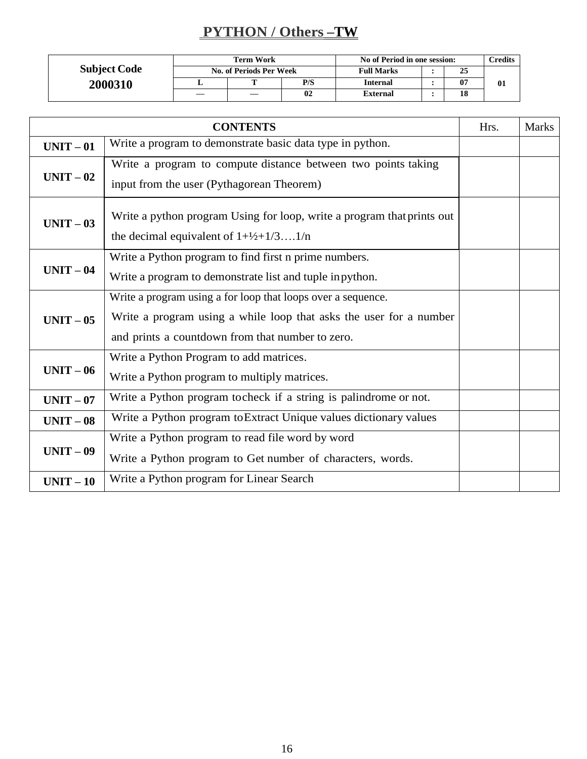# PYTHON / Others –TW

| Subject Code 2000310 | Term Work | | | No of Period in one session: | | | Credits |
|---|---|---|---|---|---|---|---|
| | No. of Periods Per Week | | | Full Marks | : | 25 | 01 |
| | L | T | P/S | Internal | : | 07 | |
| | — | — | 02 | External | : | 18 | |

| CONTENTS | | Hrs. | Marks |
|---|---|---|---|
| UNIT – 01 | Write a program to demonstrate basic data type in python. | | |
| UNIT – 02 | Write a program to compute distance between two points taking input from the user (Pythagorean Theorem) | | |
| UNIT – 03 | Write a python program Using for loop, write a program that prints out the decimal equivalent of 1+½+1/3….1/n | | |
| UNIT – 04 | Write a Python program to find first n prime numbers.<br>Write a program to demonstrate list and tuple in python. | | |
| UNIT – 05 | Write a program using a for loop that loops over a sequence.<br>Write a program using a while loop that asks the user for a number and prints a countdown from that number to zero. | | |
| UNIT – 06 | Write a Python Program to add matrices.<br>Write a Python program to multiply matrices. | | |
| UNIT – 07 | Write a Python program to check if a string is palindrome or not. | | |
| UNIT – 08 | Write a Python program to Extract Unique values dictionary values | | |
| UNIT – 09 | Write a Python program to read file word by word<br>Write a Python program to Get number of characters, words. | | |
| UNIT – 10 | Write a Python program for Linear Search | | |